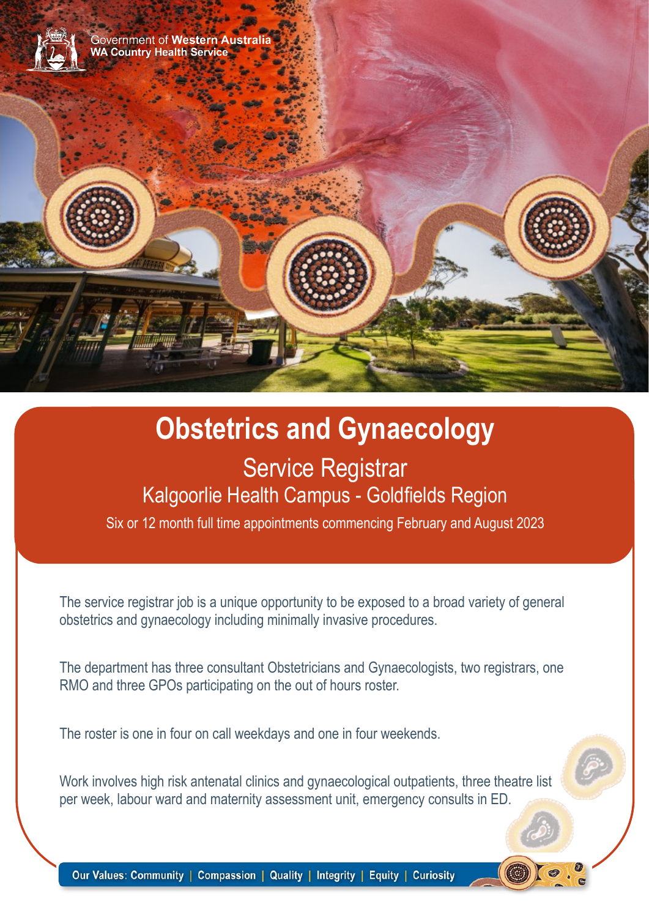Government of Western Australia
WA Country Health Service

# Obstetrics and Gynaecology

## Service Registrar

### Kalgoorlie Health Campus - Goldfields Region

Six or 12 month full time appointments commencing February and August 2023

The service registrar job is a unique opportunity to be exposed to a broad variety of general obstetrics and gynaecology including minimally invasive procedures.

The department has three consultant Obstetricians and Gynaecologists, two registrars, one RMO and three GPOs participating on the out of hours roster.

The roster is one in four on call weekdays and one in four weekends.

Work involves high risk antenatal clinics and gynaecological outpatients, three theatre list per week, labour ward and maternity assessment unit, emergency consults in ED.

**Our Values: Community | Compassion | Quality | Integrity | Equity | Curiosity**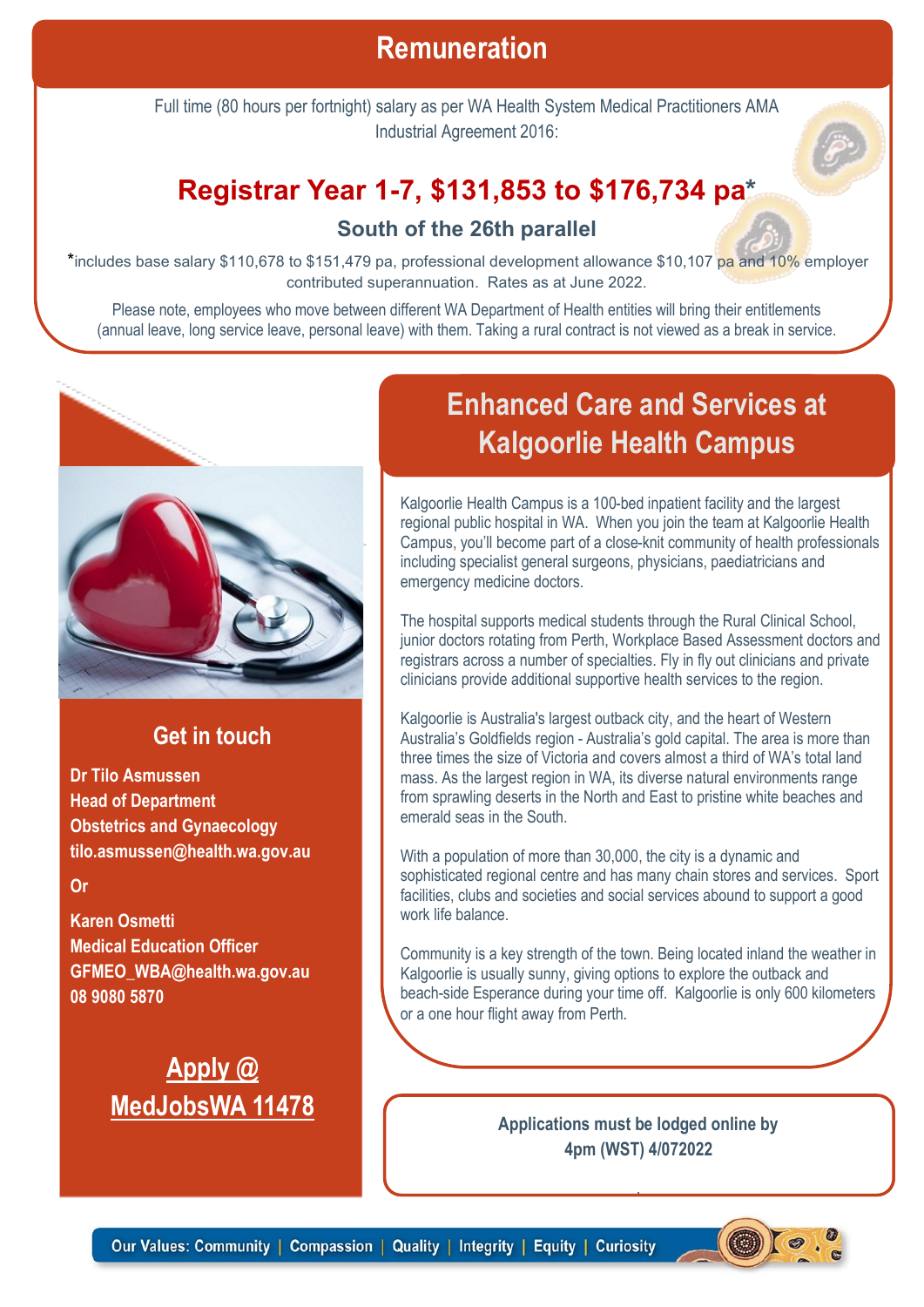## Remuneration

Full time (80 hours per fortnight) salary as per WA Health System Medical Practitioners AMA Industrial Agreement 2016:

### Registrar Year 1-7, $131,853 to $176,734 pa*

**South of the 26th parallel**

*includes base salary $110,678 to $151,479 pa, professional development allowance $10,107 pa and 10% employer contributed superannuation. Rates as at June 2022.

Please note, employees who move between different WA Department of Health entities will bring their entitlements (annual leave, long service leave, personal leave) with them. Taking a rural contract is not viewed as a break in service.

## Enhanced Care and Services at Kalgoorlie Health Campus

Kalgoorlie Health Campus is a 100-bed inpatient facility and the largest regional public hospital in WA. When you join the team at Kalgoorlie Health Campus, you'll become part of a close-knit community of health professionals including specialist general surgeons, physicians, paediatricians and emergency medicine doctors.

The hospital supports medical students through the Rural Clinical School, junior doctors rotating from Perth, Workplace Based Assessment doctors and registrars across a number of specialties. Fly in fly out clinicians and private clinicians provide additional supportive health services to the region.

Kalgoorlie is Australia's largest outback city, and the heart of Western Australia's Goldfields region - Australia's gold capital. The area is more than three times the size of Victoria and covers almost a third of WA's total land mass. As the largest region in WA, its diverse natural environments range from sprawling deserts in the North and East to pristine white beaches and emerald seas in the South.

With a population of more than 30,000, the city is a dynamic and sophisticated regional centre and has many chain stores and services. Sport facilities, clubs and societies and social services abound to support a good work life balance.

Community is a key strength of the town. Being located inland the weather in Kalgoorlie is usually sunny, giving options to explore the outback and beach-side Esperance during your time off. Kalgoorlie is only 600 kilometers or a one hour flight away from Perth.

## Get in touch

**Dr Tilo Asmussen**
**Head of Department**
**Obstetrics and Gynaecology**
**tilo.asmussen@health.wa.gov.au**

**Or**

**Karen Osmetti**
**Medical Education Officer**
**GFMEO_WBA@health.wa.gov.au**
**08 9080 5870**

**Apply @ MedJobsWA 11478**

**Applications must be lodged online by 4pm (WST) 4/072022**

Our Values: Community | Compassion | Quality | Integrity | Equity | Curiosity